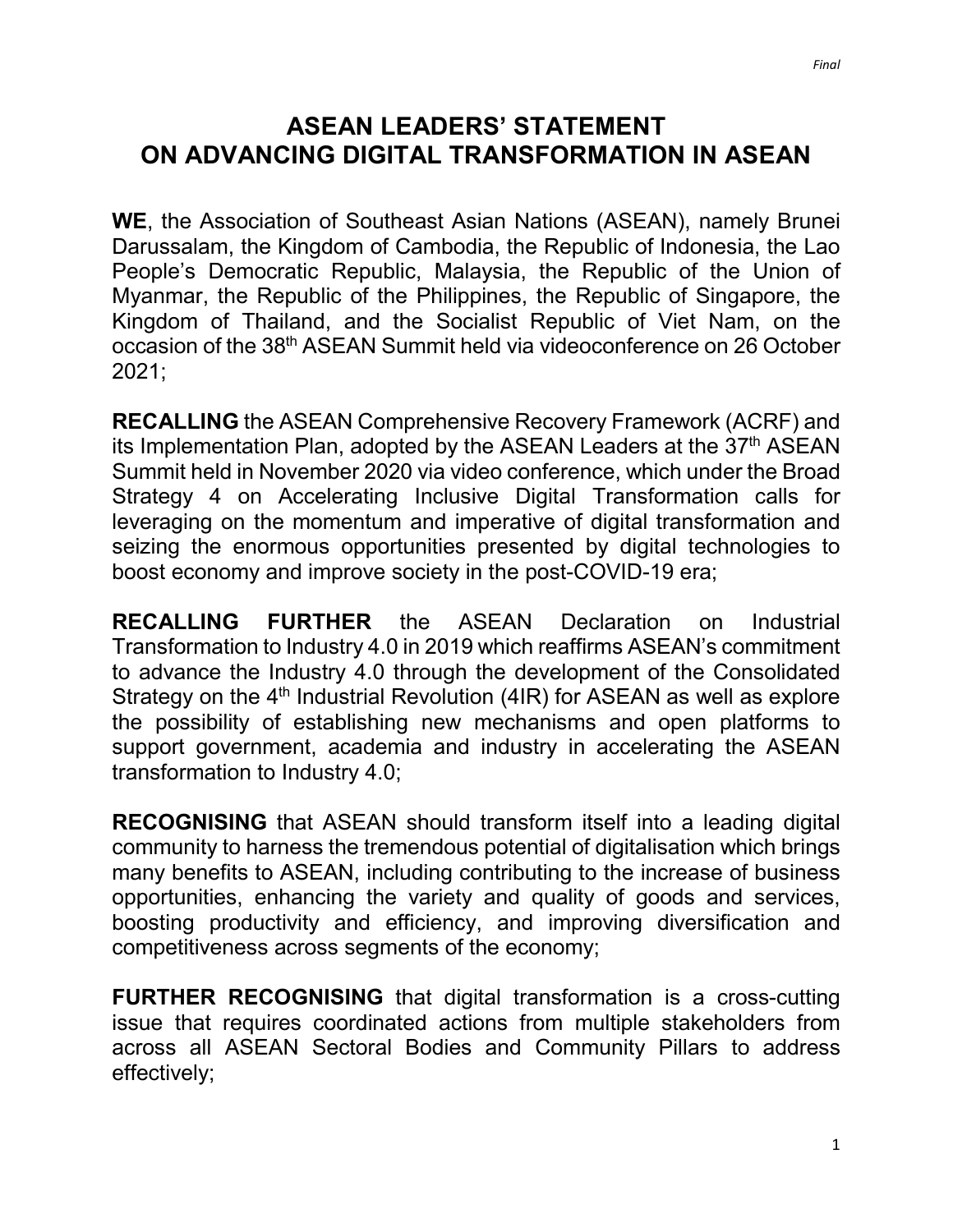# ASEAN LEADERS' STATEMENT ON ADVANCING DIGITAL TRANSFORMATION IN ASEAN

**WE**, the Association of Southeast Asian Nations (ASEAN), namely Brunei Darussalam, the Kingdom of Cambodia, the Republic of Indonesia, the Lao People's Democratic Republic, Malaysia, the Republic of the Union of Myanmar, the Republic of the Philippines, the Republic of Singapore, the Kingdom of Thailand, and the Socialist Republic of Viet Nam, on the occasion of the 38th ASEAN Summit held via videoconference on 26 October 2021;

**RECALLING** the ASEAN Comprehensive Recovery Framework (ACRF) and its Implementation Plan, adopted by the ASEAN Leaders at the 37th ASEAN Summit held in November 2020 via video conference, which under the Broad Strategy 4 on Accelerating Inclusive Digital Transformation calls for leveraging on the momentum and imperative of digital transformation and seizing the enormous opportunities presented by digital technologies to boost economy and improve society in the post-COVID-19 era;

**RECALLING FURTHER** the ASEAN Declaration on Industrial Transformation to Industry 4.0 in 2019 which reaffirms ASEAN's commitment to advance the Industry 4.0 through the development of the Consolidated Strategy on the 4th Industrial Revolution (4IR) for ASEAN as well as explore the possibility of establishing new mechanisms and open platforms to support government, academia and industry in accelerating the ASEAN transformation to Industry 4.0;

**RECOGNISING** that ASEAN should transform itself into a leading digital community to harness the tremendous potential of digitalisation which brings many benefits to ASEAN, including contributing to the increase of business opportunities, enhancing the variety and quality of goods and services, boosting productivity and efficiency, and improving diversification and competitiveness across segments of the economy;

**FURTHER RECOGNISING** that digital transformation is a cross-cutting issue that requires coordinated actions from multiple stakeholders from across all ASEAN Sectoral Bodies and Community Pillars to address effectively;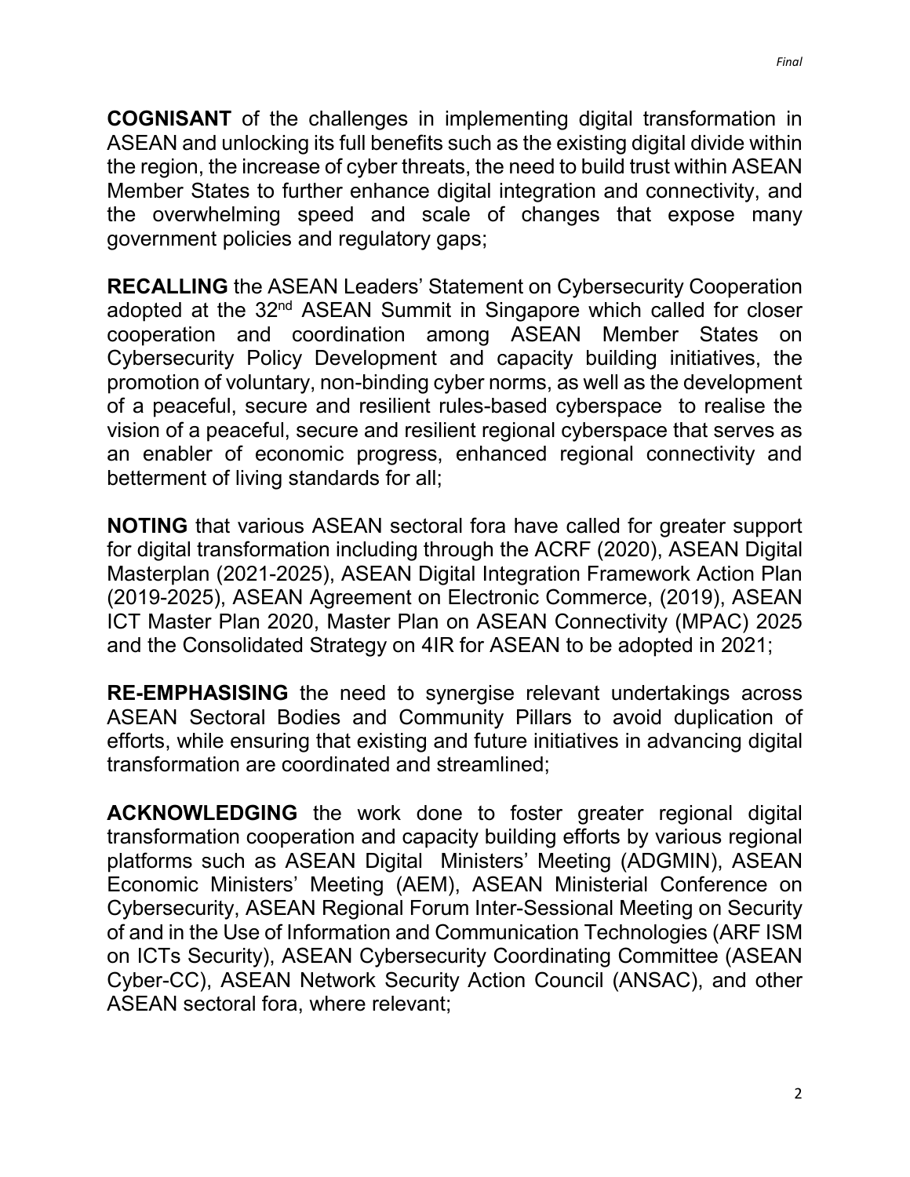**COGNISANT** of the challenges in implementing digital transformation in ASEAN and unlocking its full benefits such as the existing digital divide within the region, the increase of cyber threats, the need to build trust within ASEAN Member States to further enhance digital integration and connectivity, and the overwhelming speed and scale of changes that expose many government policies and regulatory gaps;

**RECALLING** the ASEAN Leaders' Statement on Cybersecurity Cooperation adopted at the 32nd ASEAN Summit in Singapore which called for closer cooperation and coordination among ASEAN Member States on Cybersecurity Policy Development and capacity building initiatives, the promotion of voluntary, non-binding cyber norms, as well as the development of a peaceful, secure and resilient rules-based cyberspace to realise the vision of a peaceful, secure and resilient regional cyberspace that serves as an enabler of economic progress, enhanced regional connectivity and betterment of living standards for all;

**NOTING** that various ASEAN sectoral fora have called for greater support for digital transformation including through the ACRF (2020), ASEAN Digital Masterplan (2021-2025), ASEAN Digital Integration Framework Action Plan (2019-2025), ASEAN Agreement on Electronic Commerce, (2019), ASEAN ICT Master Plan 2020, Master Plan on ASEAN Connectivity (MPAC) 2025 and the Consolidated Strategy on 4IR for ASEAN to be adopted in 2021;

**RE-EMPHASISING** the need to synergise relevant undertakings across ASEAN Sectoral Bodies and Community Pillars to avoid duplication of efforts, while ensuring that existing and future initiatives in advancing digital transformation are coordinated and streamlined;

**ACKNOWLEDGING** the work done to foster greater regional digital transformation cooperation and capacity building efforts by various regional platforms such as ASEAN Digital Ministers' Meeting (ADGMIN), ASEAN Economic Ministers' Meeting (AEM), ASEAN Ministerial Conference on Cybersecurity, ASEAN Regional Forum Inter-Sessional Meeting on Security of and in the Use of Information and Communication Technologies (ARF ISM on ICTs Security), ASEAN Cybersecurity Coordinating Committee (ASEAN Cyber-CC), ASEAN Network Security Action Council (ANSAC), and other ASEAN sectoral fora, where relevant;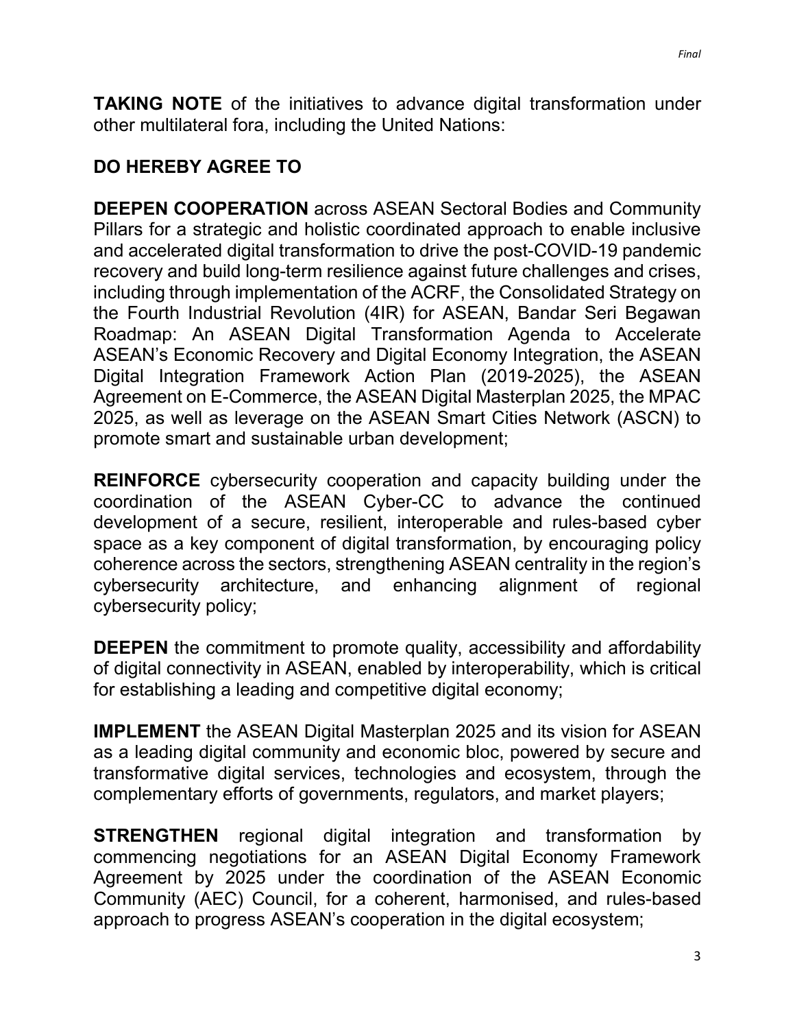**TAKING NOTE** of the initiatives to advance digital transformation under other multilateral fora, including the United Nations:

**DO HEREBY AGREE TO**

**DEEPEN COOPERATION** across ASEAN Sectoral Bodies and Community Pillars for a strategic and holistic coordinated approach to enable inclusive and accelerated digital transformation to drive the post-COVID-19 pandemic recovery and build long-term resilience against future challenges and crises, including through implementation of the ACRF, the Consolidated Strategy on the Fourth Industrial Revolution (4IR) for ASEAN, Bandar Seri Begawan Roadmap: An ASEAN Digital Transformation Agenda to Accelerate ASEAN's Economic Recovery and Digital Economy Integration, the ASEAN Digital Integration Framework Action Plan (2019-2025), the ASEAN Agreement on E-Commerce, the ASEAN Digital Masterplan 2025, the MPAC 2025, as well as leverage on the ASEAN Smart Cities Network (ASCN) to promote smart and sustainable urban development;

**REINFORCE** cybersecurity cooperation and capacity building under the coordination of the ASEAN Cyber-CC to advance the continued development of a secure, resilient, interoperable and rules-based cyber space as a key component of digital transformation, by encouraging policy coherence across the sectors, strengthening ASEAN centrality in the region's cybersecurity architecture, and enhancing alignment of regional cybersecurity policy;

**DEEPEN** the commitment to promote quality, accessibility and affordability of digital connectivity in ASEAN, enabled by interoperability, which is critical for establishing a leading and competitive digital economy;

**IMPLEMENT** the ASEAN Digital Masterplan 2025 and its vision for ASEAN as a leading digital community and economic bloc, powered by secure and transformative digital services, technologies and ecosystem, through the complementary efforts of governments, regulators, and market players;

**STRENGTHEN** regional digital integration and transformation by commencing negotiations for an ASEAN Digital Economy Framework Agreement by 2025 under the coordination of the ASEAN Economic Community (AEC) Council, for a coherent, harmonised, and rules-based approach to progress ASEAN's cooperation in the digital ecosystem;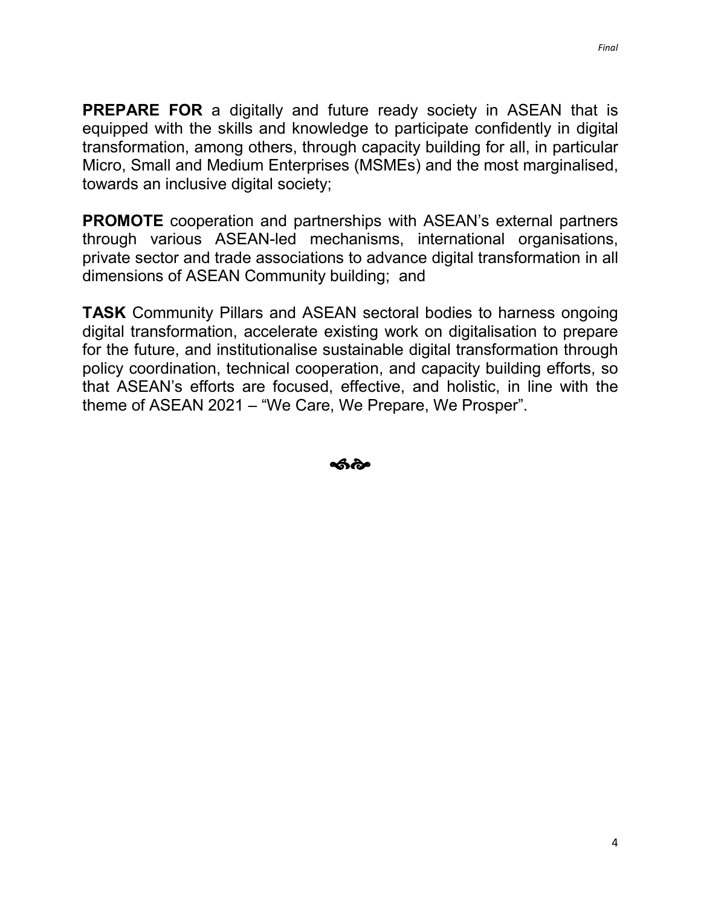**PREPARE FOR** a digitally and future ready society in ASEAN that is equipped with the skills and knowledge to participate confidently in digital transformation, among others, through capacity building for all, in particular Micro, Small and Medium Enterprises (MSMEs) and the most marginalised, towards an inclusive digital society;

**PROMOTE** cooperation and partnerships with ASEAN's external partners through various ASEAN-led mechanisms, international organisations, private sector and trade associations to advance digital transformation in all dimensions of ASEAN Community building; and

**TASK** Community Pillars and ASEAN sectoral bodies to harness ongoing digital transformation, accelerate existing work on digitalisation to prepare for the future, and institutionalise sustainable digital transformation through policy coordination, technical cooperation, and capacity building efforts, so that ASEAN's efforts are focused, effective, and holistic, in line with the theme of ASEAN 2021 – "We Care, We Prepare, We Prosper".